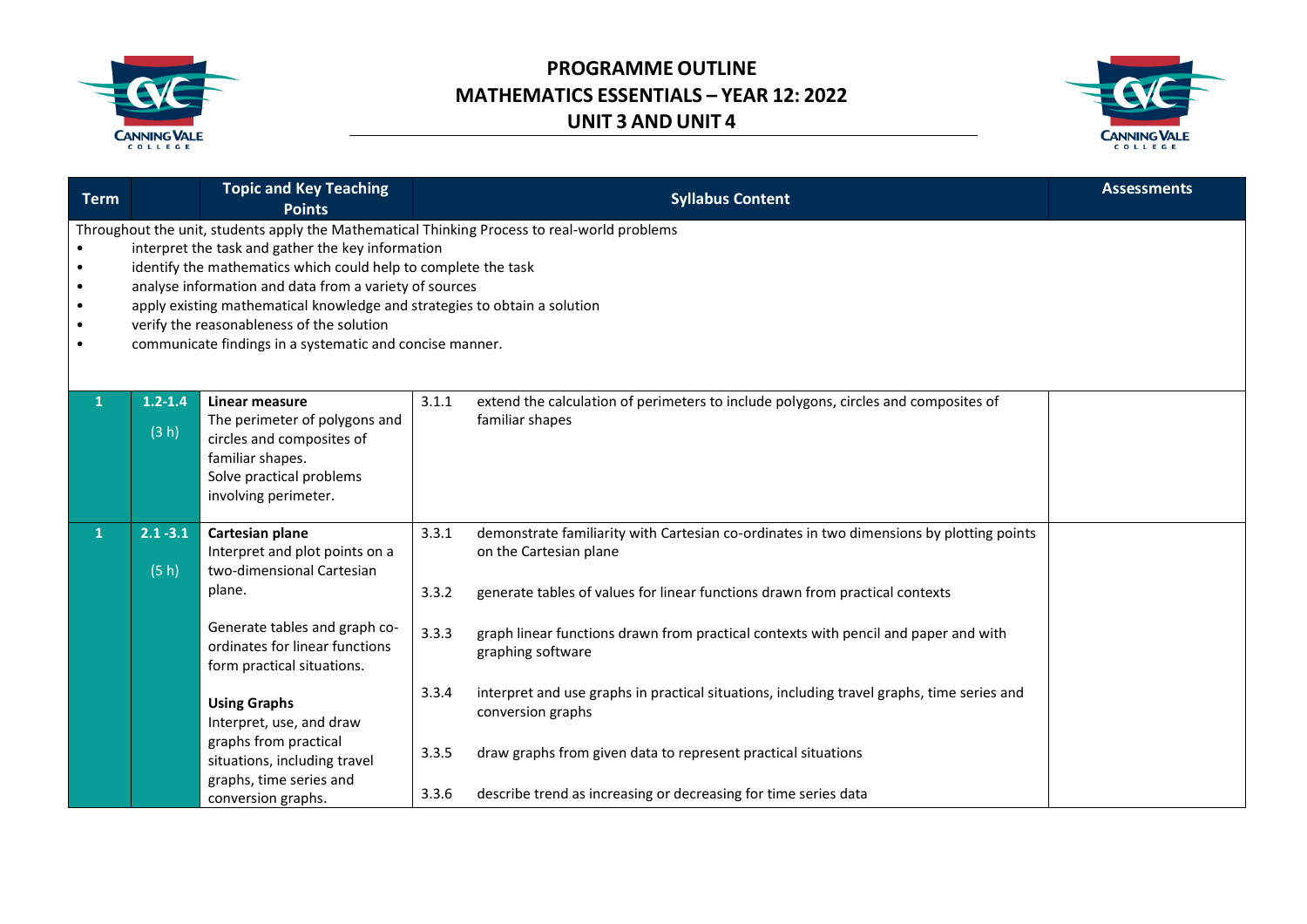# PROGRAMME OUTLINE
# MATHEMATICS ESSENTIALS – YEAR 12: 2022
## UNIT 3 AND UNIT 4

| Term | | Topic and Key Teaching Points | Syllabus Content | | Assessments |
|---|---|---|---|---|---|
| Throughout the unit, students apply the Mathematical Thinking Process to real-world problems<br>• interpret the task and gather the key information<br>• identify the mathematics which could help to complete the task<br>• analyse information and data from a variety of sources<br>• apply existing mathematical knowledge and strategies to obtain a solution<br>• verify the reasonableness of the solution<br>• communicate findings in a systematic and concise manner. | | | | | |
| 1 | 1.2-1.4<br>(3 h) | **Linear measure**<br>The perimeter of polygons and circles and composites of familiar shapes.<br>Solve practical problems involving perimeter. | 3.1.1 | extend the calculation of perimeters to include polygons, circles and composites of familiar shapes | |
| 1 | 2.1 -3.1<br>(5 h) | **Cartesian plane**<br>Interpret and plot points on a two-dimensional Cartesian plane.<br><br>Generate tables and graph co-ordinates for linear functions form practical situations.<br><br>**Using Graphs**<br>Interpret, use, and draw graphs from practical situations, including travel graphs, time series and conversion graphs. | 3.3.1 | demonstrate familiarity with Cartesian co-ordinates in two dimensions by plotting points on the Cartesian plane | |
| | | | 3.3.2 | generate tables of values for linear functions drawn from practical contexts | |
| | | | 3.3.3 | graph linear functions drawn from practical contexts with pencil and paper and with graphing software | |
| | | | 3.3.4 | interpret and use graphs in practical situations, including travel graphs, time series and conversion graphs | |
| | | | 3.3.5 | draw graphs from given data to represent practical situations | |
| | | | 3.3.6 | describe trend as increasing or decreasing for time series data | |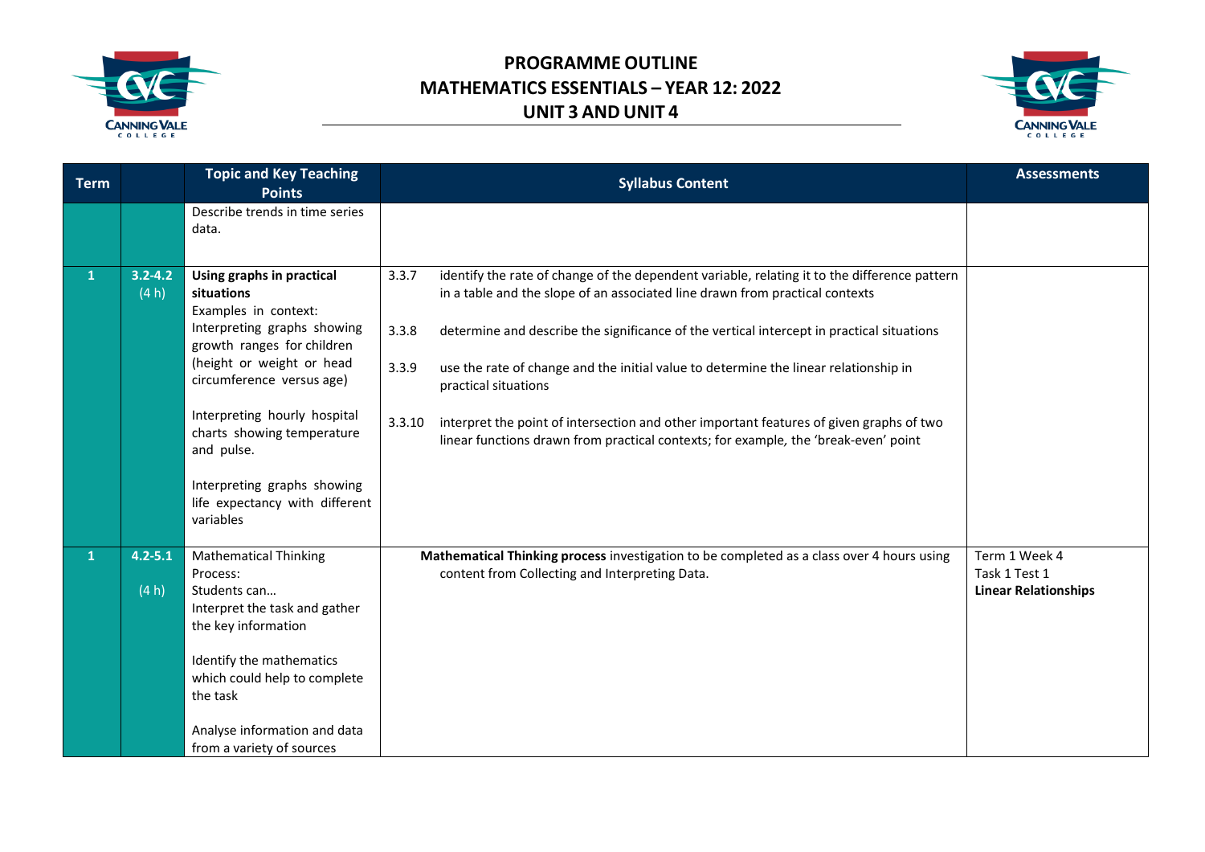# PROGRAMME OUTLINE
# MATHEMATICS ESSENTIALS – YEAR 12: 2022
# UNIT 3 AND UNIT 4

| Term | | Topic and Key Teaching Points | Syllabus Content | Assessments |
|---|---|---|---|---|
| | | Describe trends in time series data. | | |
| 1 | 3.2-4.2 (4 h) | **Using graphs in practical situations**<br>Examples in context:<br>Interpreting graphs showing growth ranges for children (height or weight or head circumference versus age)<br><br>Interpreting hourly hospital charts showing temperature and pulse.<br><br>Interpreting graphs showing life expectancy with different variables | 3.3.7 identify the rate of change of the dependent variable, relating it to the difference pattern in a table and the slope of an associated line drawn from practical contexts<br><br>3.3.8 determine and describe the significance of the vertical intercept in practical situations<br><br>3.3.9 use the rate of change and the initial value to determine the linear relationship in practical situations<br><br>3.3.10 interpret the point of intersection and other important features of given graphs of two linear functions drawn from practical contexts; for example, the 'break-even' point | |
| 1 | 4.2-5.1 (4 h) | Mathematical Thinking Process:<br>Students can…<br>Interpret the task and gather the key information<br><br>Identify the mathematics which could help to complete the task<br><br>Analyse information and data from a variety of sources | **Mathematical Thinking process** investigation to be completed as a class over 4 hours using content from Collecting and Interpreting Data. | Term 1 Week 4<br>Task 1 Test 1<br>**Linear Relationships** |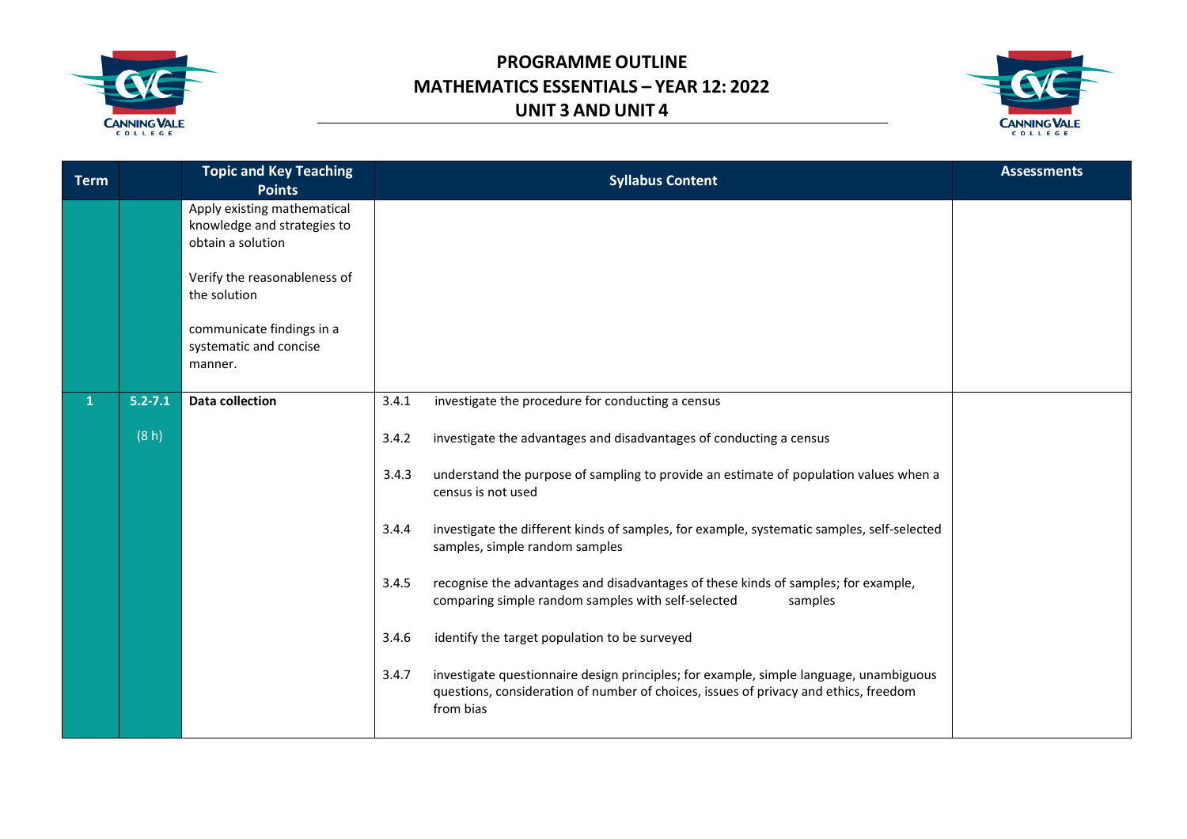# PROGRAMME OUTLINE
# MATHEMATICS ESSENTIALS – YEAR 12: 2022
## UNIT 3 AND UNIT 4

| Term | | Topic and Key Teaching Points | Syllabus Content | Assessments |
|---|---|---|---|---|
| | | Apply existing mathematical knowledge and strategies to obtain a solution<br><br>Verify the reasonableness of the solution<br><br>communicate findings in a systematic and concise manner. | | |
| 1 | 5.2-7.1<br><br>(8 h) | **Data collection** | 3.4.1 investigate the procedure for conducting a census<br><br>3.4.2 investigate the advantages and disadvantages of conducting a census<br><br>3.4.3 understand the purpose of sampling to provide an estimate of population values when a census is not used<br><br>3.4.4 investigate the different kinds of samples, for example, systematic samples, self-selected samples, simple random samples<br><br>3.4.5 recognise the advantages and disadvantages of these kinds of samples; for example, comparing simple random samples with self-selected samples<br><br>3.4.6 identify the target population to be surveyed<br><br>3.4.7 investigate questionnaire design principles; for example, simple language, unambiguous questions, consideration of number of choices, issues of privacy and ethics, freedom from bias | |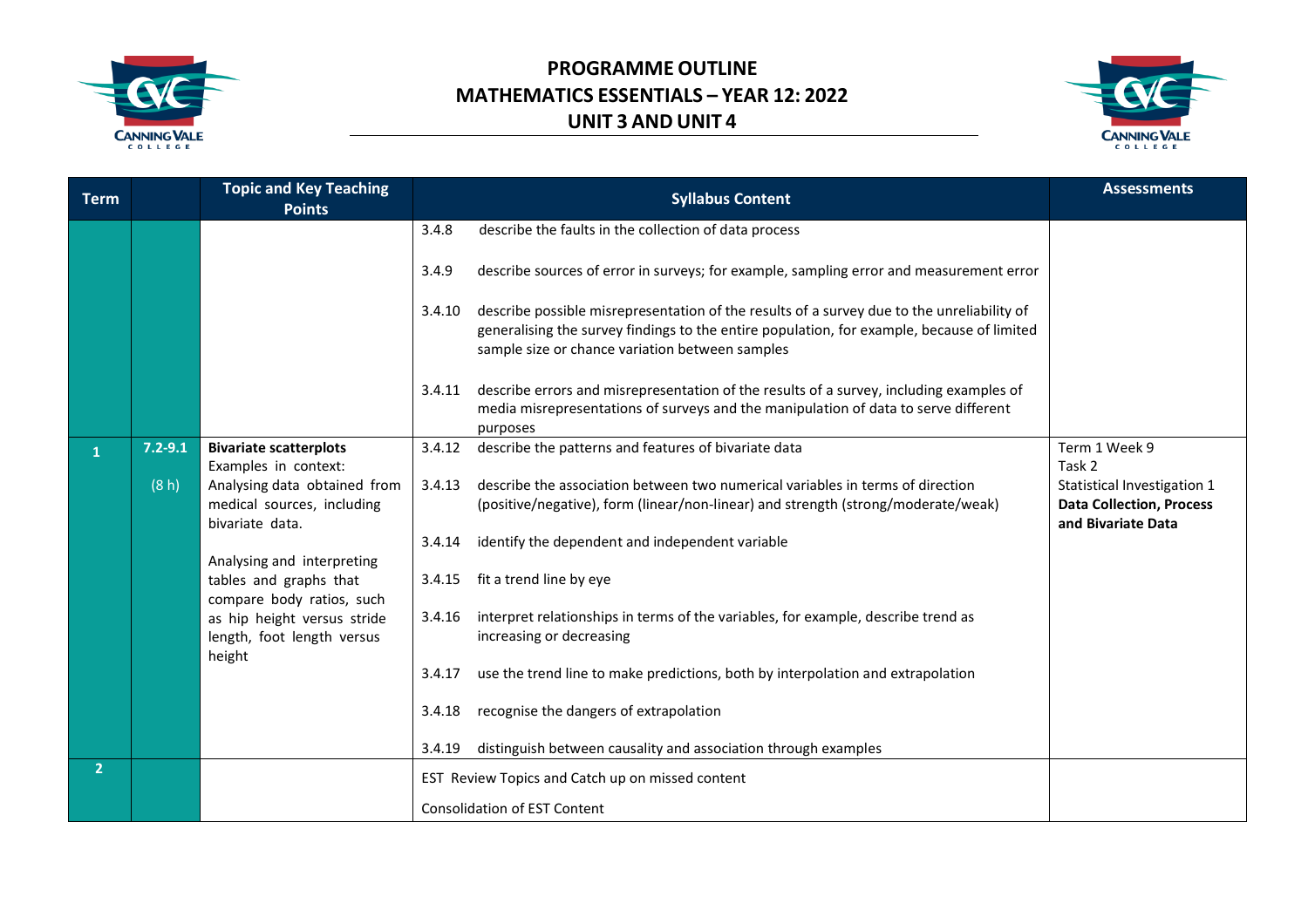# PROGRAMME OUTLINE
# MATHEMATICS ESSENTIALS – YEAR 12: 2022
# UNIT 3 AND UNIT 4

| Term | | Topic and Key Teaching Points | Syllabus Content | Assessments |
|---|---|---|---|---|
| | | | 3.4.8 describe the faults in the collection of data process<br><br>3.4.9 describe sources of error in surveys; for example, sampling error and measurement error<br><br>3.4.10 describe possible misrepresentation of the results of a survey due to the unreliability of generalising the survey findings to the entire population, for example, because of limited sample size or chance variation between samples<br><br>3.4.11 describe errors and misrepresentation of the results of a survey, including examples of media misrepresentations of surveys and the manipulation of data to serve different purposes | |
| 1 | 7.2-9.1<br><br>(8 h) | **Bivariate scatterplots**<br>Examples in context:<br>Analysing data obtained from medical sources, including bivariate data.<br><br>Analysing and interpreting tables and graphs that compare body ratios, such as hip height versus stride length, foot length versus height | 3.4.12 describe the patterns and features of bivariate data<br><br>3.4.13 describe the association between two numerical variables in terms of direction (positive/negative), form (linear/non-linear) and strength (strong/moderate/weak)<br><br>3.4.14 identify the dependent and independent variable<br><br>3.4.15 fit a trend line by eye<br><br>3.4.16 interpret relationships in terms of the variables, for example, describe trend as increasing or decreasing<br><br>3.4.17 use the trend line to make predictions, both by interpolation and extrapolation<br><br>3.4.18 recognise the dangers of extrapolation<br><br>3.4.19 distinguish between causality and association through examples | Term 1 Week 9<br>Task 2<br>Statistical Investigation 1<br>**Data Collection, Process and Bivariate Data** |
| 2 | | | EST Review Topics and Catch up on missed content<br><br>Consolidation of EST Content | |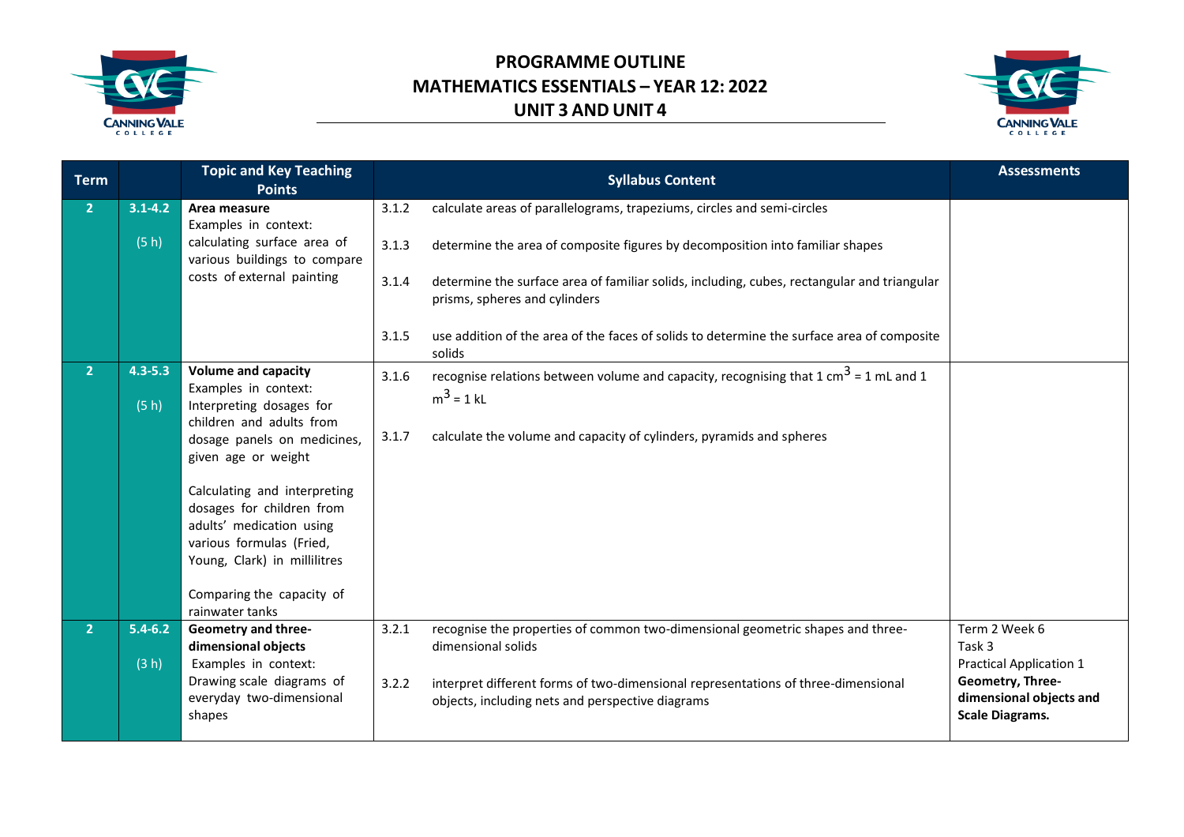# PROGRAMME OUTLINE
# MATHEMATICS ESSENTIALS – YEAR 12: 2022
# UNIT 3 AND UNIT 4

| Term | | Topic and Key Teaching Points | Syllabus Content | Assessments |
|---|---|---|---|---|
| 2 | 3.1-4.2<br>(5 h) | **Area measure**<br>Examples in context:<br>calculating surface area of various buildings to compare costs of external painting | 3.1.2 calculate areas of parallelograms, trapeziums, circles and semi-circles<br>3.1.3 determine the area of composite figures by decomposition into familiar shapes<br>3.1.4 determine the surface area of familiar solids, including, cubes, rectangular and triangular prisms, spheres and cylinders<br>3.1.5 use addition of the area of the faces of solids to determine the surface area of composite solids | |
| 2 | 4.3-5.3<br>(5 h) | **Volume and capacity**<br>Examples in context:<br>Interpreting dosages for children and adults from dosage panels on medicines, given age or weight<br>Calculating and interpreting dosages for children from adults' medication using various formulas (Fried, Young, Clark) in millilitres<br>Comparing the capacity of rainwater tanks | 3.1.6 recognise relations between volume and capacity, recognising that 1 $cm^3$ = 1 mL and 1 $m^3$ = 1 kL<br>3.1.7 calculate the volume and capacity of cylinders, pyramids and spheres | |
| 2 | 5.4-6.2<br>(3 h) | **Geometry and three-dimensional objects**<br>Examples in context:<br>Drawing scale diagrams of everyday two-dimensional shapes | 3.2.1 recognise the properties of common two-dimensional geometric shapes and three-dimensional solids<br>3.2.2 interpret different forms of two-dimensional representations of three-dimensional objects, including nets and perspective diagrams | Term 2 Week 6<br>Task 3<br>Practical Application 1<br>**Geometry, Three-dimensional objects and Scale Diagrams.** |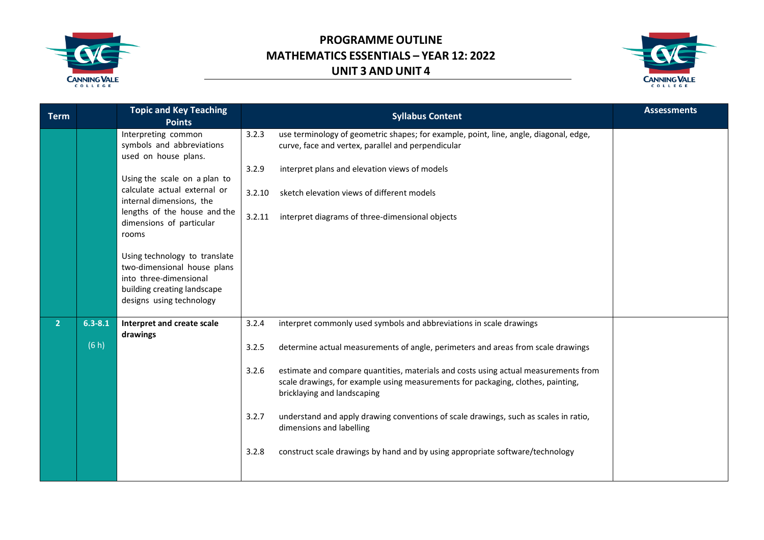# PROGRAMME OUTLINE

## MATHEMATICS ESSENTIALS – YEAR 12: 2022

## UNIT 3 AND UNIT 4

| Term | | Topic and Key Teaching Points | Syllabus Content | Assessments |
|---|---|---|---|---|
| | | Interpreting common symbols and abbreviations used on house plans.<br><br>Using the scale on a plan to calculate actual external or internal dimensions, the lengths of the house and the dimensions of particular rooms<br><br>Using technology to translate two-dimensional house plans into three-dimensional building creating landscape designs using technology | 3.2.3 use terminology of geometric shapes; for example, point, line, angle, diagonal, edge, curve, face and vertex, parallel and perpendicular<br><br>3.2.9 interpret plans and elevation views of models<br><br>3.2.10 sketch elevation views of different models<br><br>3.2.11 interpret diagrams of three-dimensional objects | |
| 2 | 6.3-8.1<br><br>(6 h) | **Interpret and create scale drawings** | 3.2.4 interpret commonly used symbols and abbreviations in scale drawings<br><br>3.2.5 determine actual measurements of angle, perimeters and areas from scale drawings<br><br>3.2.6 estimate and compare quantities, materials and costs using actual measurements from scale drawings, for example using measurements for packaging, clothes, painting, bricklaying and landscaping<br><br>3.2.7 understand and apply drawing conventions of scale drawings, such as scales in ratio, dimensions and labelling<br><br>3.2.8 construct scale drawings by hand and by using appropriate software/technology | |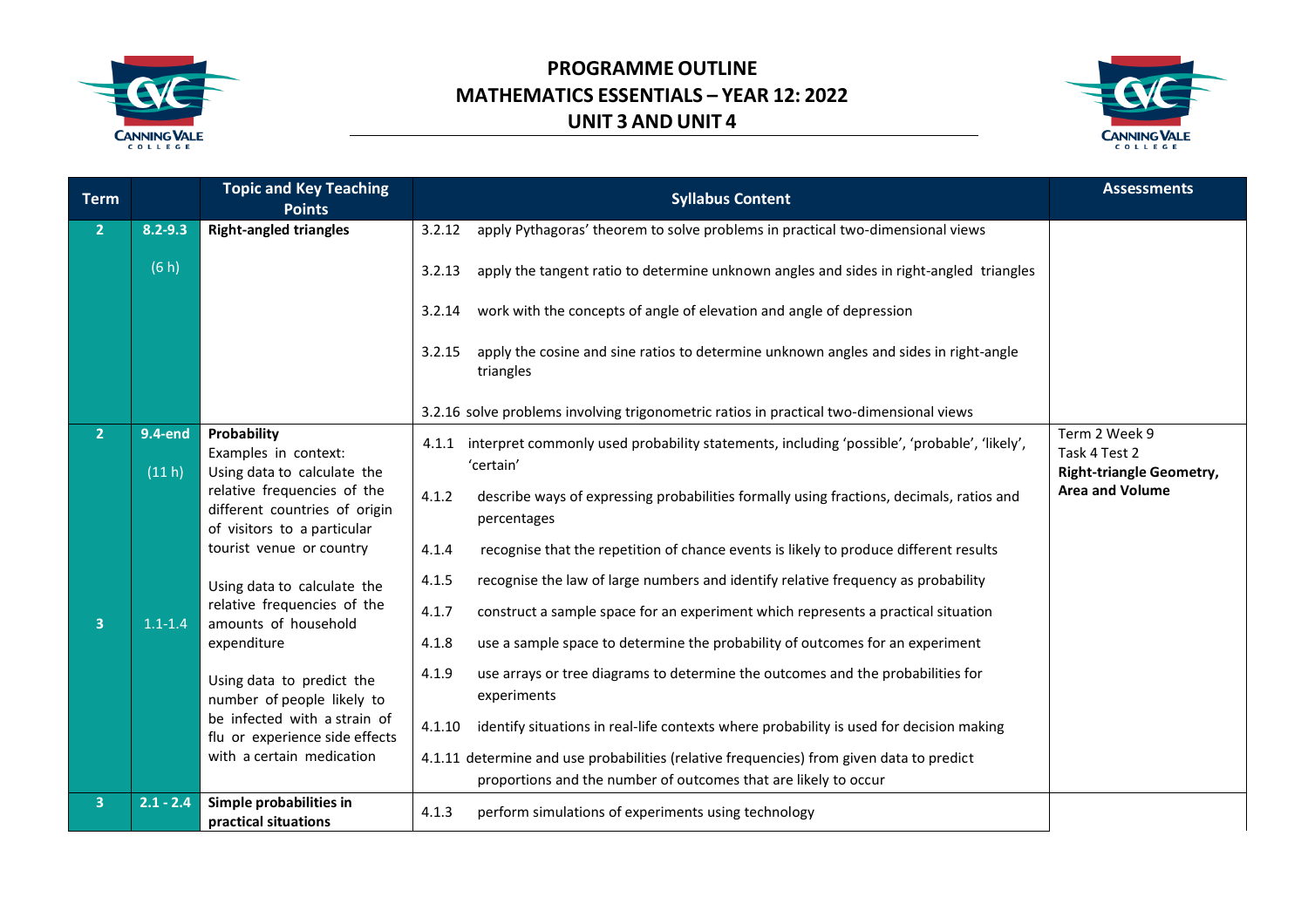# PROGRAMME OUTLINE
# MATHEMATICS ESSENTIALS – YEAR 12: 2022
# UNIT 3 AND UNIT 4

| Term | | Topic and Key Teaching Points | Syllabus Content | Assessments |
|---|---|---|---|---|
| 2 | 8.2-9.3<br><br>(6 h) | **Right-angled triangles** | 3.2.12 apply Pythagoras' theorem to solve problems in practical two-dimensional views<br><br>3.2.13 apply the tangent ratio to determine unknown angles and sides in right-angled triangles<br><br>3.2.14 work with the concepts of angle of elevation and angle of depression<br><br>3.2.15 apply the cosine and sine ratios to determine unknown angles and sides in right-angle triangles<br><br>3.2.16 solve problems involving trigonometric ratios in practical two-dimensional views | |
| 2<br><br><br><br><br>3 | 9.4-end<br><br>(11 h)<br><br><br><br>1.1-1.4 | **Probability**<br>Examples in context:<br>Using data to calculate the relative frequencies of the different countries of origin of visitors to a particular tourist venue or country<br><br>Using data to calculate the relative frequencies of the amounts of household expenditure<br><br>Using data to predict the number of people likely to be infected with a strain of flu or experience side effects with a certain medication | 4.1.1 interpret commonly used probability statements, including 'possible', 'probable', 'likely', 'certain'<br><br>4.1.2 describe ways of expressing probabilities formally using fractions, decimals, ratios and percentages<br><br>4.1.4 recognise that the repetition of chance events is likely to produce different results<br><br>4.1.5 recognise the law of large numbers and identify relative frequency as probability<br><br>4.1.7 construct a sample space for an experiment which represents a practical situation<br><br>4.1.8 use a sample space to determine the probability of outcomes for an experiment<br><br>4.1.9 use arrays or tree diagrams to determine the outcomes and the probabilities for experiments<br><br>4.1.10 identify situations in real-life contexts where probability is used for decision making<br><br>4.1.11 determine and use probabilities (relative frequencies) from given data to predict proportions and the number of outcomes that are likely to occur | Term 2 Week 9<br>Task 4 Test 2<br>**Right-triangle Geometry, Area and Volume** |
| 3 | 2.1 - 2.4 | **Simple probabilities in practical situations** | 4.1.3 perform simulations of experiments using technology | |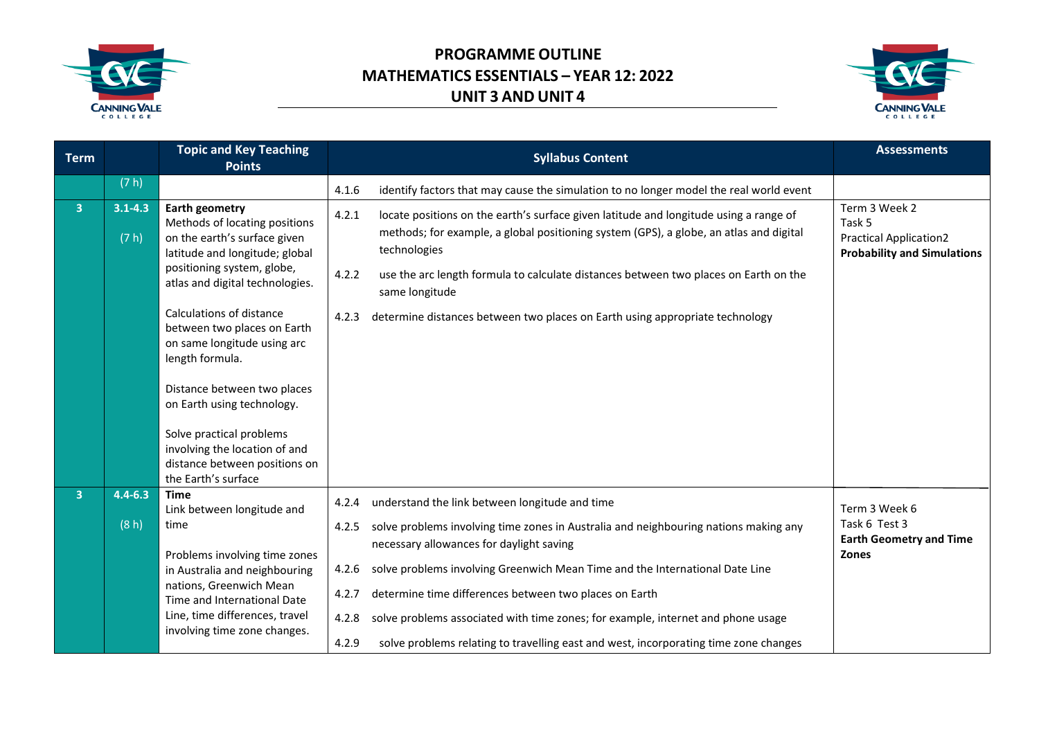# PROGRAMME OUTLINE
# MATHEMATICS ESSENTIALS – YEAR 12: 2022
# UNIT 3 AND UNIT 4

| Term | | Topic and Key Teaching Points | Syllabus Content | Assessments |
|---|---|---|---|---|
| | (7 h) | | 4.1.6 identify factors that may cause the simulation to no longer model the real world event | |
| 3 | 3.1-4.3 (7 h) | **Earth geometry** Methods of locating positions on the earth's surface given latitude and longitude; global positioning system, globe, atlas and digital technologies. Calculations of distance between two places on Earth on same longitude using arc length formula. Distance between two places on Earth using technology. Solve practical problems involving the location of and distance between positions on the Earth's surface | 4.2.1 locate positions on the earth's surface given latitude and longitude using a range of methods; for example, a global positioning system (GPS), a globe, an atlas and digital technologies<br>4.2.2 use the arc length formula to calculate distances between two places on Earth on the same longitude<br>4.2.3 determine distances between two places on Earth using appropriate technology | Term 3 Week 2 Task 5 Practical Application2 **Probability and Simulations** |
| 3 | 4.4-6.3 (8 h) | **Time** Link between longitude and time Problems involving time zones in Australia and neighbouring nations, Greenwich Mean Time and International Date Line, time differences, travel involving time zone changes. | 4.2.4 understand the link between longitude and time<br>4.2.5 solve problems involving time zones in Australia and neighbouring nations making any necessary allowances for daylight saving<br>4.2.6 solve problems involving Greenwich Mean Time and the International Date Line<br>4.2.7 determine time differences between two places on Earth<br>4.2.8 solve problems associated with time zones; for example, internet and phone usage<br>4.2.9 solve problems relating to travelling east and west, incorporating time zone changes | Term 3 Week 6 Task 6 Test 3 **Earth Geometry and Time Zones** |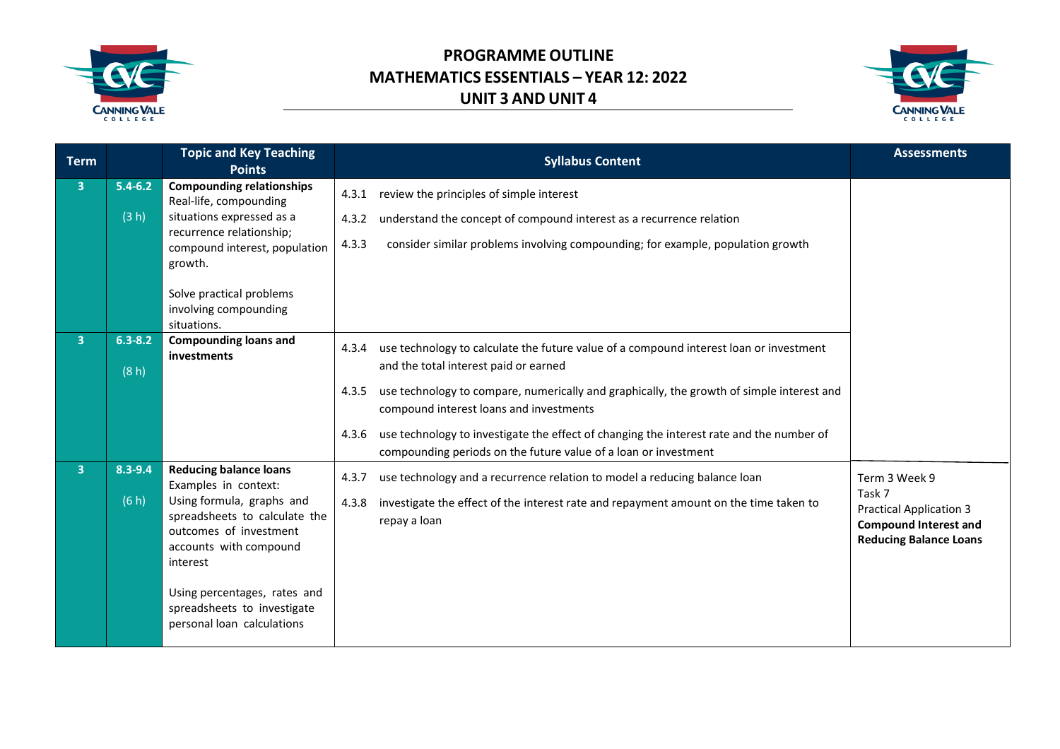# PROGRAMME OUTLINE
# MATHEMATICS ESSENTIALS – YEAR 12: 2022
# UNIT 3 AND UNIT 4

| Term | | Topic and Key Teaching Points | Syllabus Content | Assessments |
|---|---|---|---|---|
| 3 | 5.4-6.2 (3 h) | **Compounding relationships** Real-life, compounding situations expressed as a recurrence relationship; compound interest, population growth. <br><br> Solve practical problems involving compounding situations. | 4.3.1 review the principles of simple interest <br> 4.3.2 understand the concept of compound interest as a recurrence relation <br> 4.3.3 consider similar problems involving compounding; for example, population growth | |
| 3 | 6.3-8.2 (8 h) | **Compounding loans and investments** | 4.3.4 use technology to calculate the future value of a compound interest loan or investment and the total interest paid or earned <br> 4.3.5 use technology to compare, numerically and graphically, the growth of simple interest and compound interest loans and investments <br> 4.3.6 use technology to investigate the effect of changing the interest rate and the number of compounding periods on the future value of a loan or investment | |
| 3 | 8.3-9.4 (6 h) | **Reducing balance loans** Examples in context: Using formula, graphs and spreadsheets to calculate the outcomes of investment accounts with compound interest <br><br> Using percentages, rates and spreadsheets to investigate personal loan calculations | 4.3.7 use technology and a recurrence relation to model a reducing balance loan <br> 4.3.8 investigate the effect of the interest rate and repayment amount on the time taken to repay a loan | Term 3 Week 9 Task 7 Practical Application 3 **Compound Interest and Reducing Balance Loans** |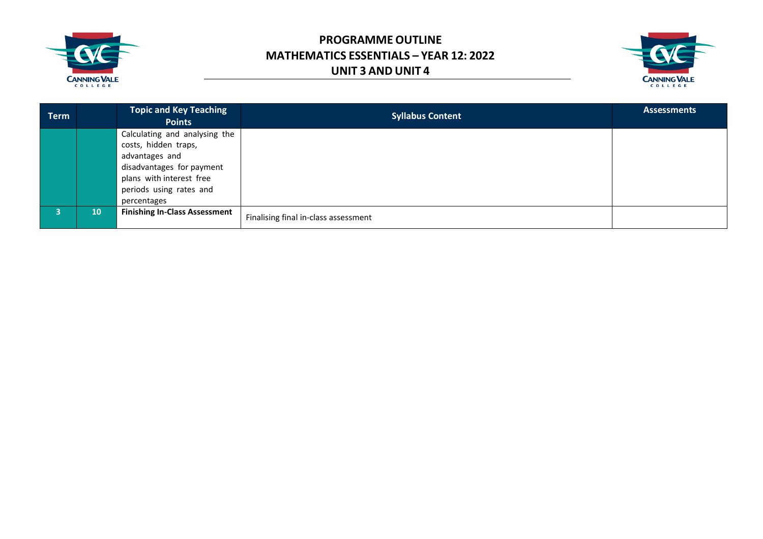| Term | | Topic and Key Teaching Points | Syllabus Content | Assessments |
|---|---|---|---|---|
| | | Calculating and analysing the costs, hidden traps, advantages and disadvantages for payment plans with interest free periods using rates and percentages | | |
| 3 | 10 | **Finishing In-Class Assessment** | Finalising final in-class assessment | |